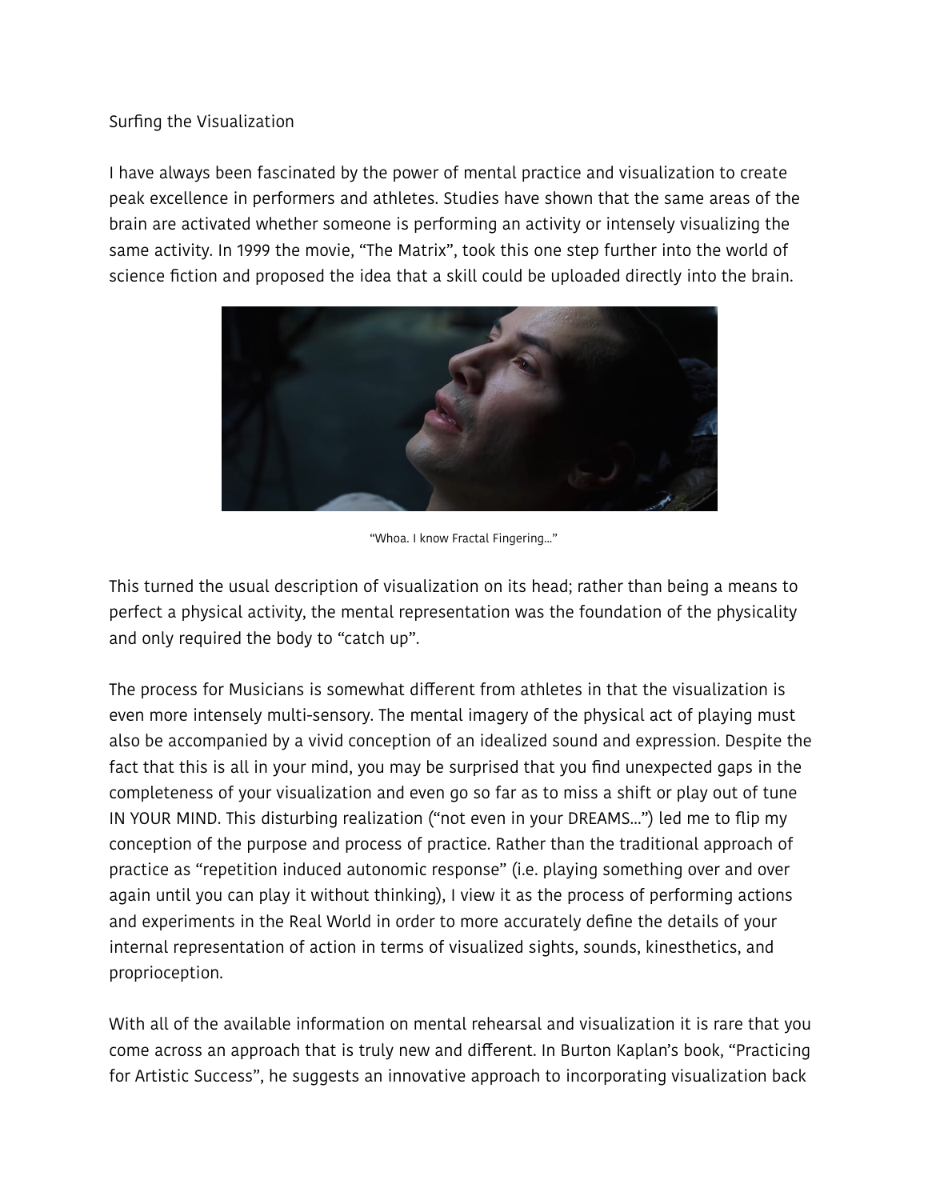# Surfing the Visualization

I have always been fascinated by the power of mental practice and visualization to create peak excellence in performers and athletes. Studies have shown that the same areas of the brain are activated whether someone is performing an activity or intensely visualizing the same activity. In 1999 the movie, "The Matrix", took this one step further into the world of science fiction and proposed the idea that a skill could be uploaded directly into the brain.

"Whoa. I know Fractal Fingering…"

This turned the usual description of visualization on its head; rather than being a means to perfect a physical activity, the mental representation was the foundation of the physicality and only required the body to "catch up".

The process for Musicians is somewhat different from athletes in that the visualization is even more intensely multi-sensory. The mental imagery of the physical act of playing must also be accompanied by a vivid conception of an idealized sound and expression. Despite the fact that this is all in your mind, you may be surprised that you find unexpected gaps in the completeness of your visualization and even go so far as to miss a shift or play out of tune IN YOUR MIND. This disturbing realization ("not even in your DREAMS…") led me to flip my conception of the purpose and process of practice. Rather than the traditional approach of practice as "repetition induced autonomic response" (i.e. playing something over and over again until you can play it without thinking), I view it as the process of performing actions and experiments in the Real World in order to more accurately define the details of your internal representation of action in terms of visualized sights, sounds, kinesthetics, and proprioception.

With all of the available information on mental rehearsal and visualization it is rare that you come across an approach that is truly new and different. In Burton Kaplan's book, "Practicing for Artistic Success", he suggests an innovative approach to incorporating visualization back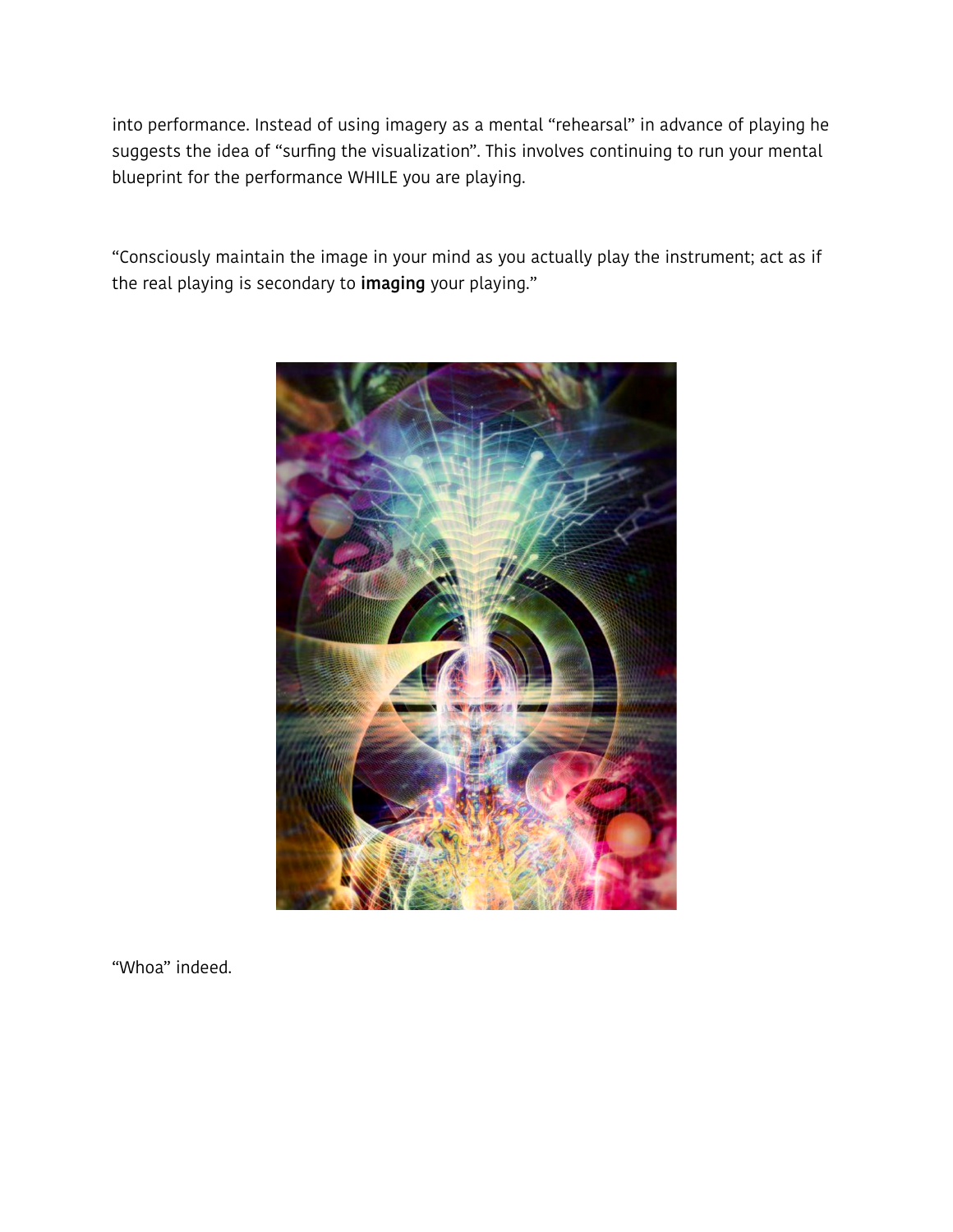into performance. Instead of using imagery as a mental "rehearsal" in advance of playing he suggests the idea of "surfing the visualization". This involves continuing to run your mental blueprint for the performance WHILE you are playing.

"Consciously maintain the image in your mind as you actually play the instrument; act as if the real playing is secondary to **imaging** your playing."

"Whoa" indeed.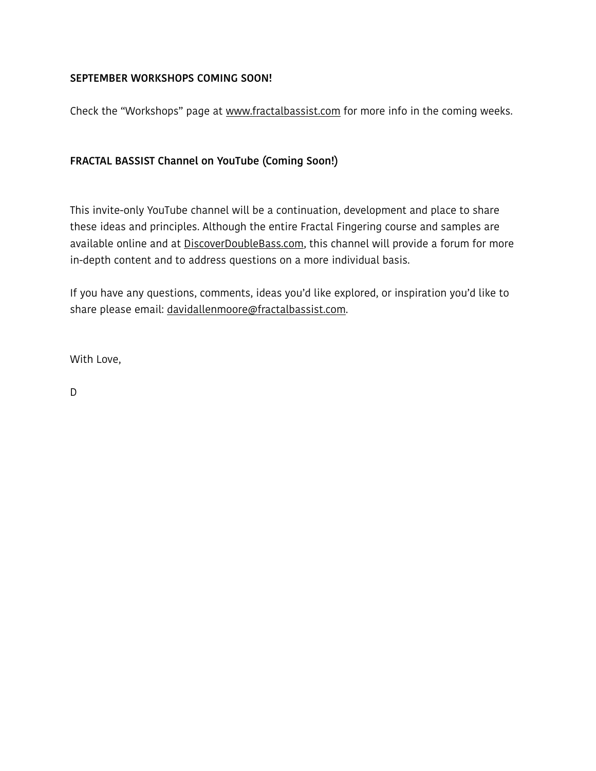**SEPTEMBER WORKSHOPS COMING SOON!**

Check the "Workshops" page at www.fractalbassist.com for more info in the coming weeks.

**FRACTAL BASSIST Channel on YouTube (Coming Soon!)**

This invite-only YouTube channel will be a continuation, development and place to share these ideas and principles. Although the entire Fractal Fingering course and samples are available online and at DiscoverDoubleBass.com, this channel will provide a forum for more in-depth content and to address questions on a more individual basis.

If you have any questions, comments, ideas you'd like explored, or inspiration you'd like to share please email: davidallenmoore@fractalbassist.com.

With Love,

D